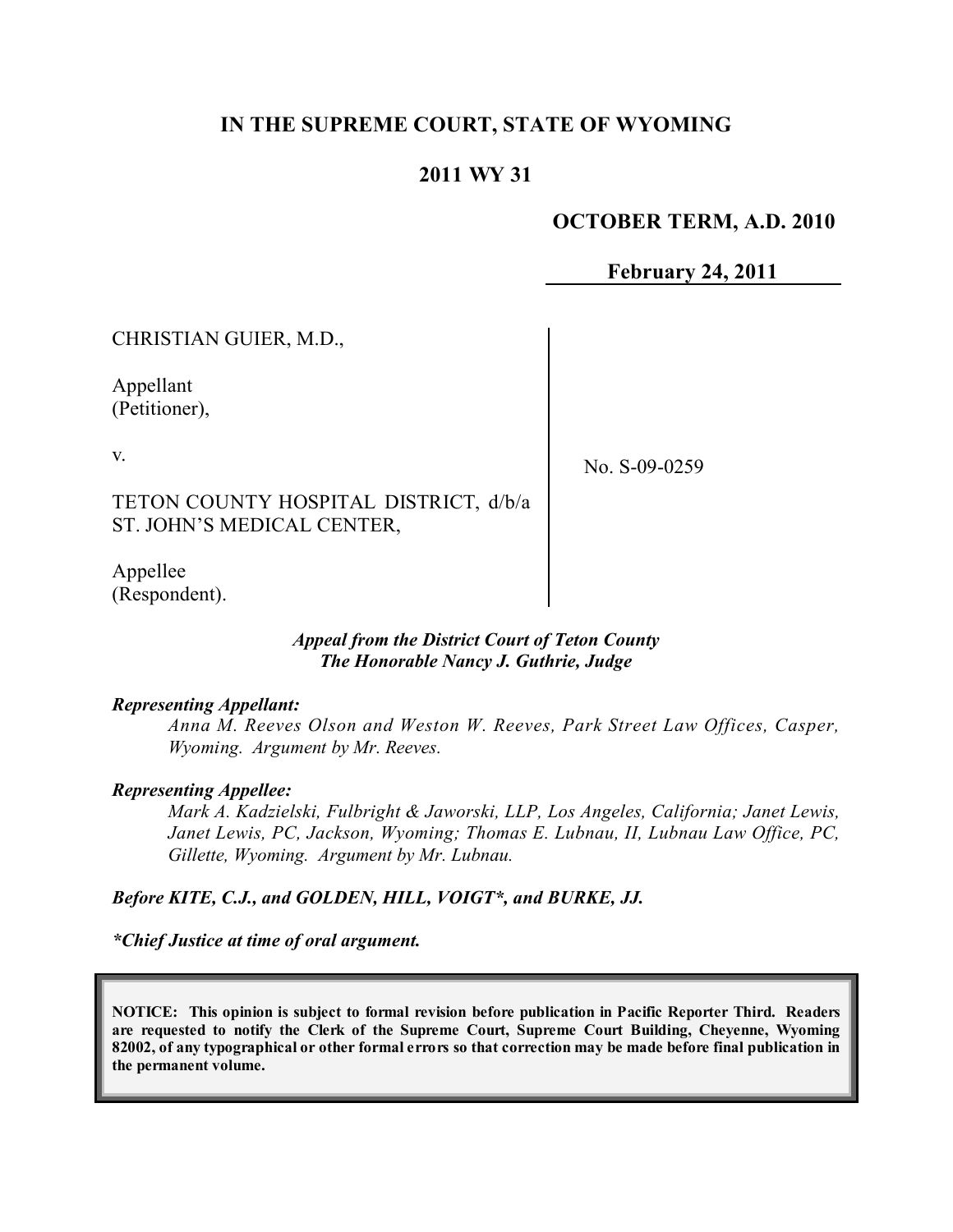# IN THE SUPREME COURT, STATE OF WYOMING

## 2011 WY 31

**OCTOBER TERM, A.D. 2010**

**February 24, 2011**

CHRISTIAN GUIER, M.D.,

Appellant
(Petitioner),

v.

TETON COUNTY HOSPITAL DISTRICT, d/b/a ST. JOHN'S MEDICAL CENTER,

Appellee
(Respondent).

No. S-09-0259

***Appeal from the District Court of Teton County***
***The Honorable Nancy J. Guthrie, Judge***

***Representing Appellant:***

*Anna M. Reeves Olson and Weston W. Reeves, Park Street Law Offices, Casper, Wyoming. Argument by Mr. Reeves.*

***Representing Appellee:***

*Mark A. Kadzielski, Fulbright & Jaworski, LLP, Los Angeles, California; Janet Lewis, Janet Lewis, PC, Jackson, Wyoming; Thomas E. Lubnau, II, Lubnau Law Office, PC, Gillette, Wyoming. Argument by Mr. Lubnau.*

***Before KITE, C.J., and GOLDEN, HILL, VOIGT\*, and BURKE, JJ.***

***\*Chief Justice at time of oral argument.***

**NOTICE: This opinion is subject to formal revision before publication in Pacific Reporter Third. Readers are requested to notify the Clerk of the Supreme Court, Supreme Court Building, Cheyenne, Wyoming 82002, of any typographical or other formal errors so that correction may be made before final publication in the permanent volume.**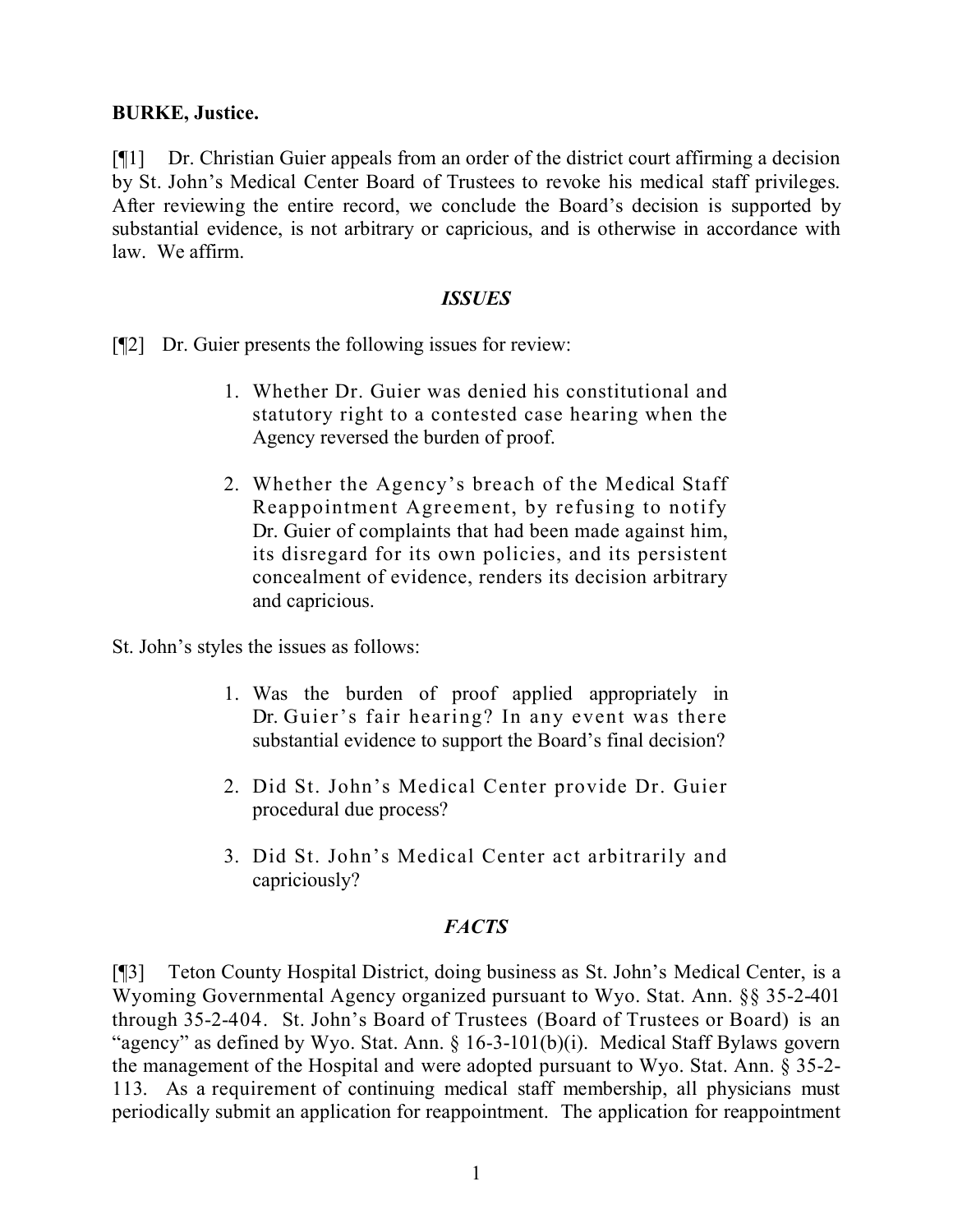**BURKE, Justice.**

[¶1] Dr. Christian Guier appeals from an order of the district court affirming a decision by St. John's Medical Center Board of Trustees to revoke his medical staff privileges. After reviewing the entire record, we conclude the Board's decision is supported by substantial evidence, is not arbitrary or capricious, and is otherwise in accordance with law. We affirm.

### *ISSUES*

[¶2] Dr. Guier presents the following issues for review:

> 1. Whether Dr. Guier was denied his constitutional and statutory right to a contested case hearing when the Agency reversed the burden of proof.
>
> 2. Whether the Agency's breach of the Medical Staff Reappointment Agreement, by refusing to notify Dr. Guier of complaints that had been made against him, its disregard for its own policies, and its persistent concealment of evidence, renders its decision arbitrary and capricious.

St. John's styles the issues as follows:

> 1. Was the burden of proof applied appropriately in Dr. Guier's fair hearing? In any event was there substantial evidence to support the Board's final decision?
>
> 2. Did St. John's Medical Center provide Dr. Guier procedural due process?
>
> 3. Did St. John's Medical Center act arbitrarily and capriciously?

### *FACTS*

[¶3] Teton County Hospital District, doing business as St. John's Medical Center, is a Wyoming Governmental Agency organized pursuant to Wyo. Stat. Ann. §§ 35-2-401 through 35-2-404. St. John's Board of Trustees (Board of Trustees or Board) is an "agency" as defined by Wyo. Stat. Ann. § 16-3-101(b)(i). Medical Staff Bylaws govern the management of the Hospital and were adopted pursuant to Wyo. Stat. Ann. § 35-2-113. As a requirement of continuing medical staff membership, all physicians must periodically submit an application for reappointment. The application for reappointment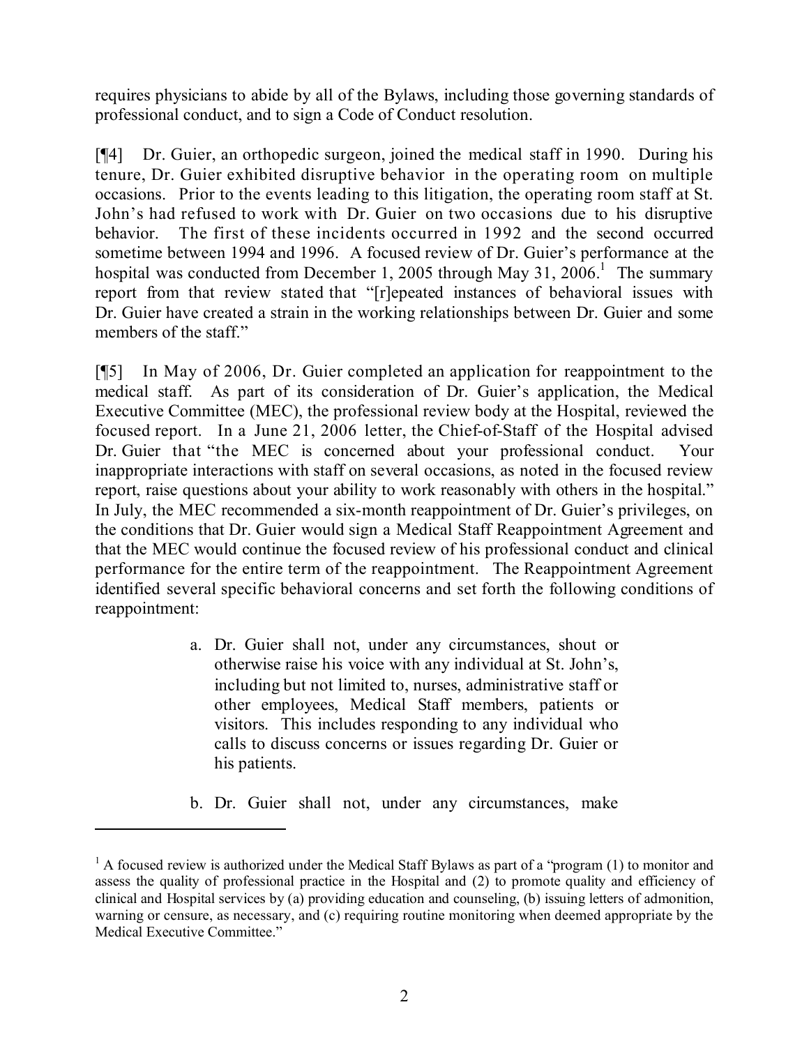requires physicians to abide by all of the Bylaws, including those governing standards of professional conduct, and to sign a Code of Conduct resolution.

[¶4] Dr. Guier, an orthopedic surgeon, joined the medical staff in 1990. During his tenure, Dr. Guier exhibited disruptive behavior in the operating room on multiple occasions. Prior to the events leading to this litigation, the operating room staff at St. John's had refused to work with Dr. Guier on two occasions due to his disruptive behavior. The first of these incidents occurred in 1992 and the second occurred sometime between 1994 and 1996. A focused review of Dr. Guier's performance at the hospital was conducted from December 1, 2005 through May 31, 2006.[1] The summary report from that review stated that "[r]epeated instances of behavioral issues with Dr. Guier have created a strain in the working relationships between Dr. Guier and some members of the staff."

[¶5] In May of 2006, Dr. Guier completed an application for reappointment to the medical staff. As part of its consideration of Dr. Guier's application, the Medical Executive Committee (MEC), the professional review body at the Hospital, reviewed the focused report. In a June 21, 2006 letter, the Chief-of-Staff of the Hospital advised Dr. Guier that "the MEC is concerned about your professional conduct. Your inappropriate interactions with staff on several occasions, as noted in the focused review report, raise questions about your ability to work reasonably with others in the hospital." In July, the MEC recommended a six-month reappointment of Dr. Guier's privileges, on the conditions that Dr. Guier would sign a Medical Staff Reappointment Agreement and that the MEC would continue the focused review of his professional conduct and clinical performance for the entire term of the reappointment. The Reappointment Agreement identified several specific behavioral concerns and set forth the following conditions of reappointment:

> a. Dr. Guier shall not, under any circumstances, shout or otherwise raise his voice with any individual at St. John's, including but not limited to, nurses, administrative staff or other employees, Medical Staff members, patients or visitors. This includes responding to any individual who calls to discuss concerns or issues regarding Dr. Guier or his patients.
>
> b. Dr. Guier shall not, under any circumstances, make

---

[1] A focused review is authorized under the Medical Staff Bylaws as part of a "program (1) to monitor and assess the quality of professional practice in the Hospital and (2) to promote quality and efficiency of clinical and Hospital services by (a) providing education and counseling, (b) issuing letters of admonition, warning or censure, as necessary, and (c) requiring routine monitoring when deemed appropriate by the Medical Executive Committee."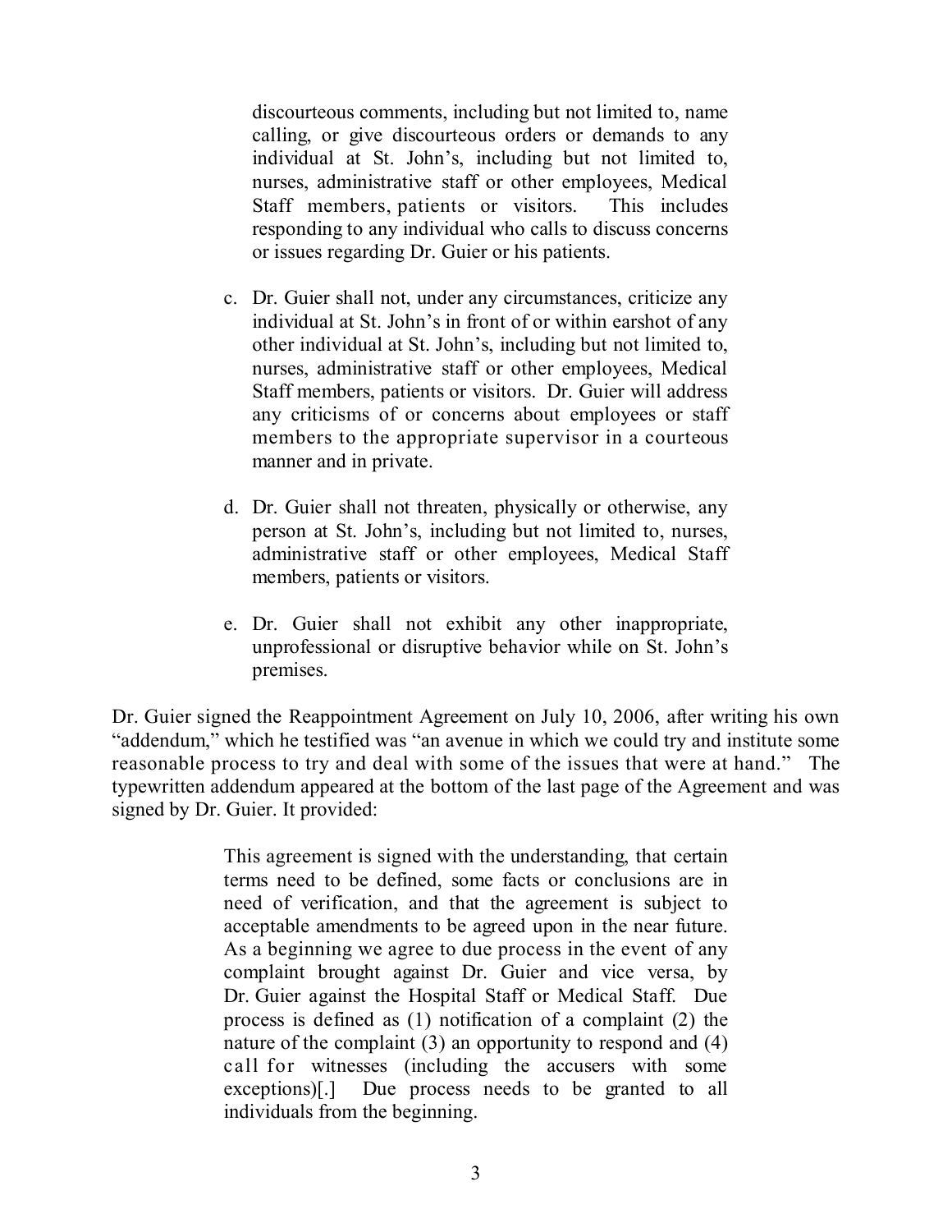> discourteous comments, including but not limited to, name calling, or give discourteous orders or demands to any individual at St. John's, including but not limited to, nurses, administrative staff or other employees, Medical Staff members, patients or visitors. This includes responding to any individual who calls to discuss concerns or issues regarding Dr. Guier or his patients.
>
> c. Dr. Guier shall not, under any circumstances, criticize any individual at St. John's in front of or within earshot of any other individual at St. John's, including but not limited to, nurses, administrative staff or other employees, Medical Staff members, patients or visitors. Dr. Guier will address any criticisms of or concerns about employees or staff members to the appropriate supervisor in a courteous manner and in private.
>
> d. Dr. Guier shall not threaten, physically or otherwise, any person at St. John's, including but not limited to, nurses, administrative staff or other employees, Medical Staff members, patients or visitors.
>
> e. Dr. Guier shall not exhibit any other inappropriate, unprofessional or disruptive behavior while on St. John's premises.

Dr. Guier signed the Reappointment Agreement on July 10, 2006, after writing his own "addendum," which he testified was "an avenue in which we could try and institute some reasonable process to try and deal with some of the issues that were at hand." The typewritten addendum appeared at the bottom of the last page of the Agreement and was signed by Dr. Guier. It provided:

> This agreement is signed with the understanding, that certain terms need to be defined, some facts or conclusions are in need of verification, and that the agreement is subject to acceptable amendments to be agreed upon in the near future. As a beginning we agree to due process in the event of any complaint brought against Dr. Guier and vice versa, by Dr. Guier against the Hospital Staff or Medical Staff. Due process is defined as (1) notification of a complaint (2) the nature of the complaint (3) an opportunity to respond and (4) call for witnesses (including the accusers with some exceptions)[.] Due process needs to be granted to all individuals from the beginning.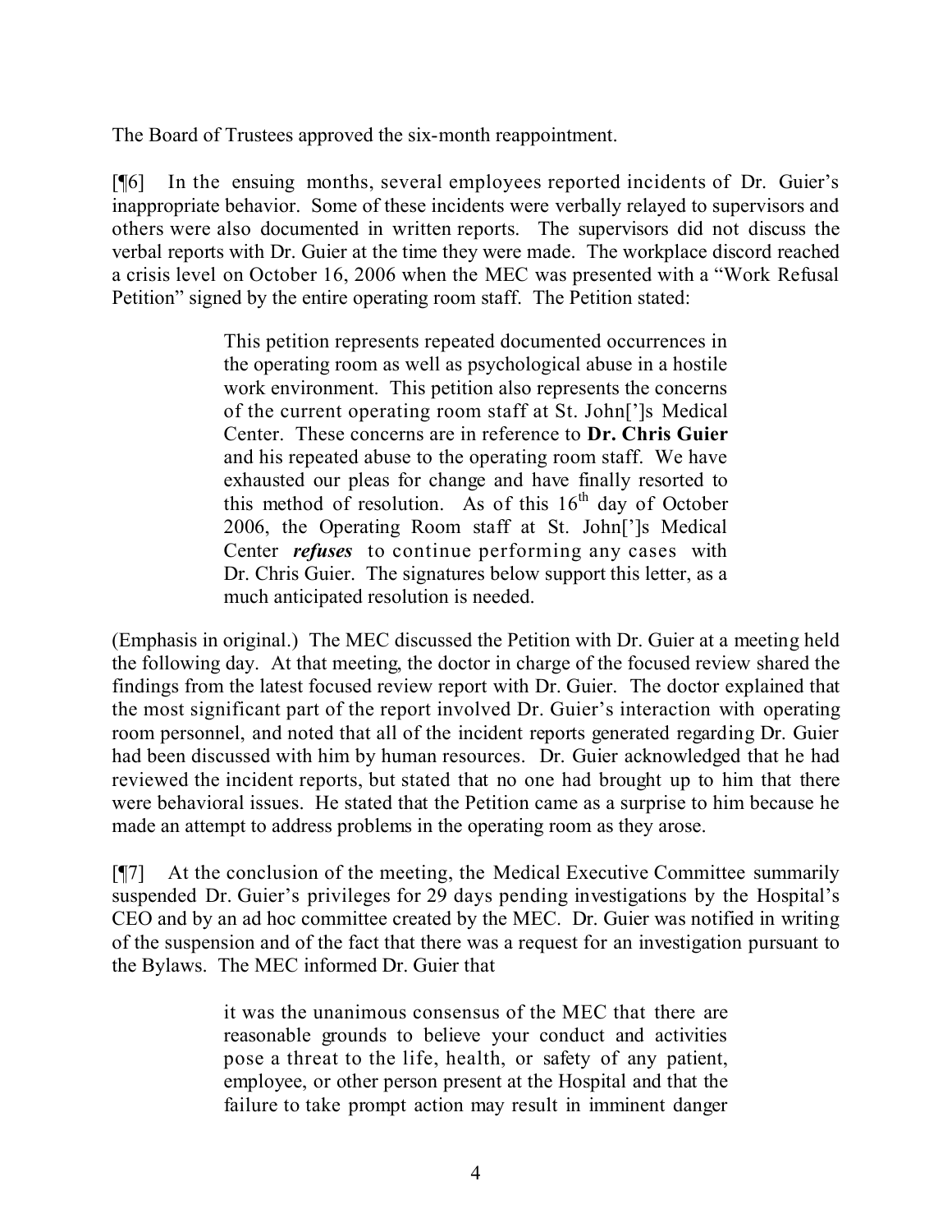The Board of Trustees approved the six-month reappointment.

[¶6] In the ensuing months, several employees reported incidents of Dr. Guier's inappropriate behavior. Some of these incidents were verbally relayed to supervisors and others were also documented in written reports. The supervisors did not discuss the verbal reports with Dr. Guier at the time they were made. The workplace discord reached a crisis level on October 16, 2006 when the MEC was presented with a "Work Refusal Petition" signed by the entire operating room staff. The Petition stated:

> This petition represents repeated documented occurrences in the operating room as well as psychological abuse in a hostile work environment. This petition also represents the concerns of the current operating room staff at St. John[']s Medical Center. These concerns are in reference to **Dr. Chris Guier** and his repeated abuse to the operating room staff. We have exhausted our pleas for change and have finally resorted to this method of resolution. As of this 16th day of October 2006, the Operating Room staff at St. John[']s Medical Center ***refuses*** to continue performing any cases with Dr. Chris Guier. The signatures below support this letter, as a much anticipated resolution is needed.

(Emphasis in original.) The MEC discussed the Petition with Dr. Guier at a meeting held the following day. At that meeting, the doctor in charge of the focused review shared the findings from the latest focused review report with Dr. Guier. The doctor explained that the most significant part of the report involved Dr. Guier's interaction with operating room personnel, and noted that all of the incident reports generated regarding Dr. Guier had been discussed with him by human resources. Dr. Guier acknowledged that he had reviewed the incident reports, but stated that no one had brought up to him that there were behavioral issues. He stated that the Petition came as a surprise to him because he made an attempt to address problems in the operating room as they arose.

[¶7] At the conclusion of the meeting, the Medical Executive Committee summarily suspended Dr. Guier's privileges for 29 days pending investigations by the Hospital's CEO and by an ad hoc committee created by the MEC. Dr. Guier was notified in writing of the suspension and of the fact that there was a request for an investigation pursuant to the Bylaws. The MEC informed Dr. Guier that

> it was the unanimous consensus of the MEC that there are reasonable grounds to believe your conduct and activities pose a threat to the life, health, or safety of any patient, employee, or other person present at the Hospital and that the failure to take prompt action may result in imminent danger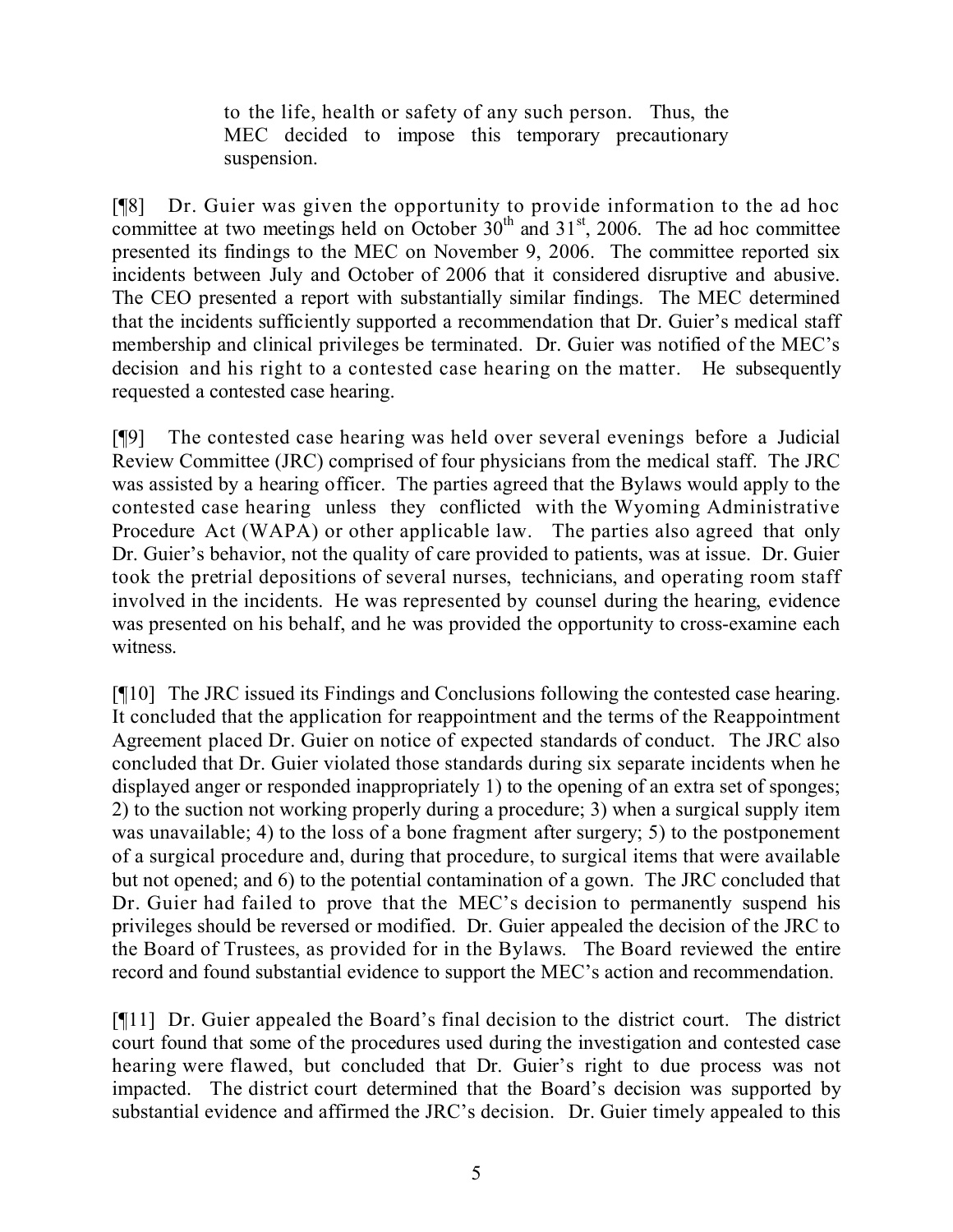> to the life, health or safety of any such person. Thus, the MEC decided to impose this temporary precautionary suspension.

[¶8] Dr. Guier was given the opportunity to provide information to the ad hoc committee at two meetings held on October 30th and 31st, 2006. The ad hoc committee presented its findings to the MEC on November 9, 2006. The committee reported six incidents between July and October of 2006 that it considered disruptive and abusive. The CEO presented a report with substantially similar findings. The MEC determined that the incidents sufficiently supported a recommendation that Dr. Guier's medical staff membership and clinical privileges be terminated. Dr. Guier was notified of the MEC's decision and his right to a contested case hearing on the matter. He subsequently requested a contested case hearing.

[¶9] The contested case hearing was held over several evenings before a Judicial Review Committee (JRC) comprised of four physicians from the medical staff. The JRC was assisted by a hearing officer. The parties agreed that the Bylaws would apply to the contested case hearing unless they conflicted with the Wyoming Administrative Procedure Act (WAPA) or other applicable law. The parties also agreed that only Dr. Guier's behavior, not the quality of care provided to patients, was at issue. Dr. Guier took the pretrial depositions of several nurses, technicians, and operating room staff involved in the incidents. He was represented by counsel during the hearing, evidence was presented on his behalf, and he was provided the opportunity to cross-examine each witness.

[¶10] The JRC issued its Findings and Conclusions following the contested case hearing. It concluded that the application for reappointment and the terms of the Reappointment Agreement placed Dr. Guier on notice of expected standards of conduct. The JRC also concluded that Dr. Guier violated those standards during six separate incidents when he displayed anger or responded inappropriately 1) to the opening of an extra set of sponges; 2) to the suction not working properly during a procedure; 3) when a surgical supply item was unavailable; 4) to the loss of a bone fragment after surgery; 5) to the postponement of a surgical procedure and, during that procedure, to surgical items that were available but not opened; and 6) to the potential contamination of a gown. The JRC concluded that Dr. Guier had failed to prove that the MEC's decision to permanently suspend his privileges should be reversed or modified. Dr. Guier appealed the decision of the JRC to the Board of Trustees, as provided for in the Bylaws. The Board reviewed the entire record and found substantial evidence to support the MEC's action and recommendation.

[¶11] Dr. Guier appealed the Board's final decision to the district court. The district court found that some of the procedures used during the investigation and contested case hearing were flawed, but concluded that Dr. Guier's right to due process was not impacted. The district court determined that the Board's decision was supported by substantial evidence and affirmed the JRC's decision. Dr. Guier timely appealed to this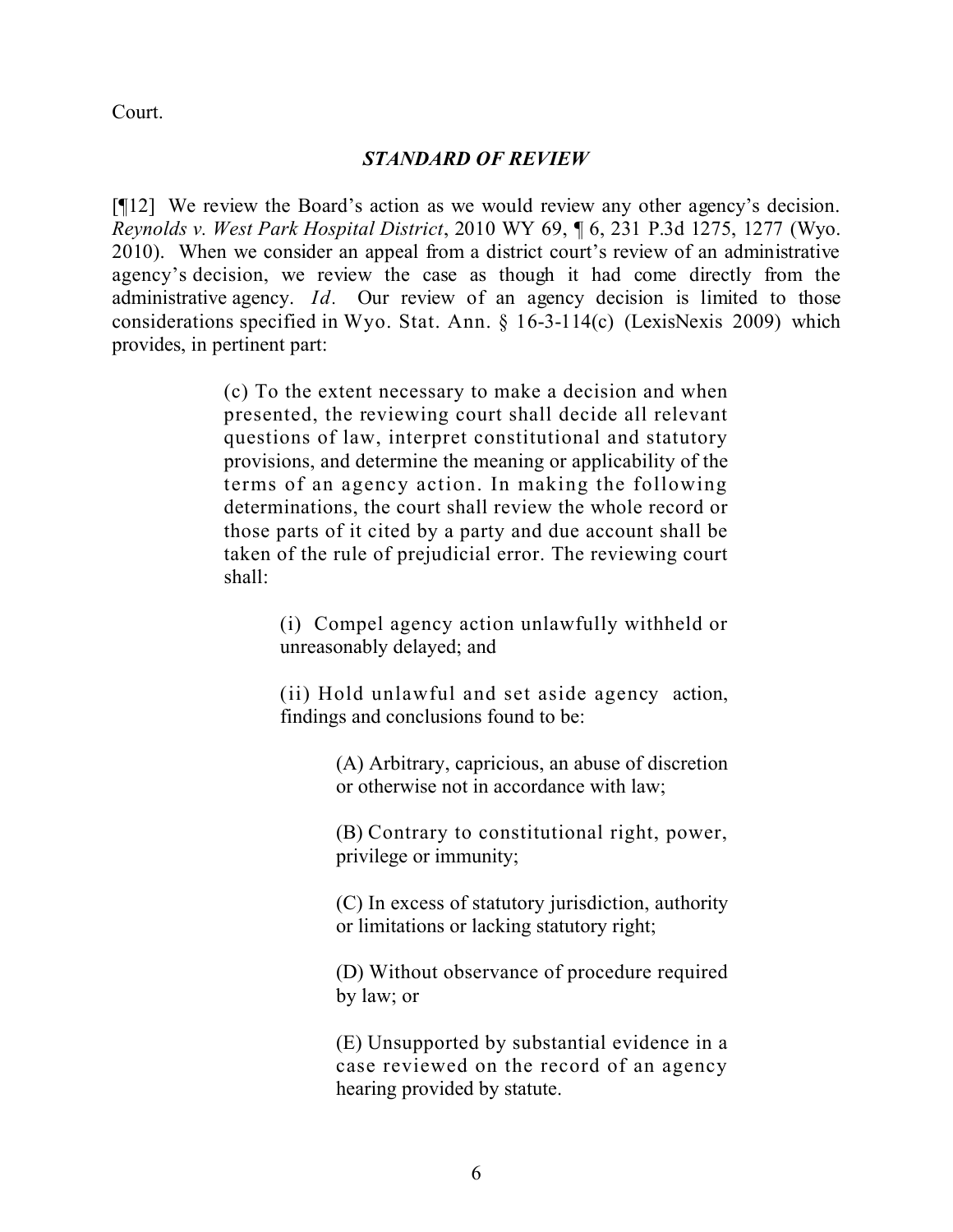Court.

### *STANDARD OF REVIEW*

[¶12] We review the Board's action as we would review any other agency's decision. *Reynolds v. West Park Hospital District*, 2010 WY 69, ¶ 6, 231 P.3d 1275, 1277 (Wyo. 2010). When we consider an appeal from a district court's review of an administrative agency's decision, we review the case as though it had come directly from the administrative agency. *Id.* Our review of an agency decision is limited to those considerations specified in Wyo. Stat. Ann. § 16-3-114(c) (LexisNexis 2009) which provides, in pertinent part:

> (c) To the extent necessary to make a decision and when presented, the reviewing court shall decide all relevant questions of law, interpret constitutional and statutory provisions, and determine the meaning or applicability of the terms of an agency action. In making the following determinations, the court shall review the whole record or those parts of it cited by a party and due account shall be taken of the rule of prejudicial error. The reviewing court shall:
>
> > (i) Compel agency action unlawfully withheld or unreasonably delayed; and
> >
> > (ii) Hold unlawful and set aside agency action, findings and conclusions found to be:
> >
> > > (A) Arbitrary, capricious, an abuse of discretion or otherwise not in accordance with law;
> > >
> > > (B) Contrary to constitutional right, power, privilege or immunity;
> > >
> > > (C) In excess of statutory jurisdiction, authority or limitations or lacking statutory right;
> > >
> > > (D) Without observance of procedure required by law; or
> > >
> > > (E) Unsupported by substantial evidence in a case reviewed on the record of an agency hearing provided by statute.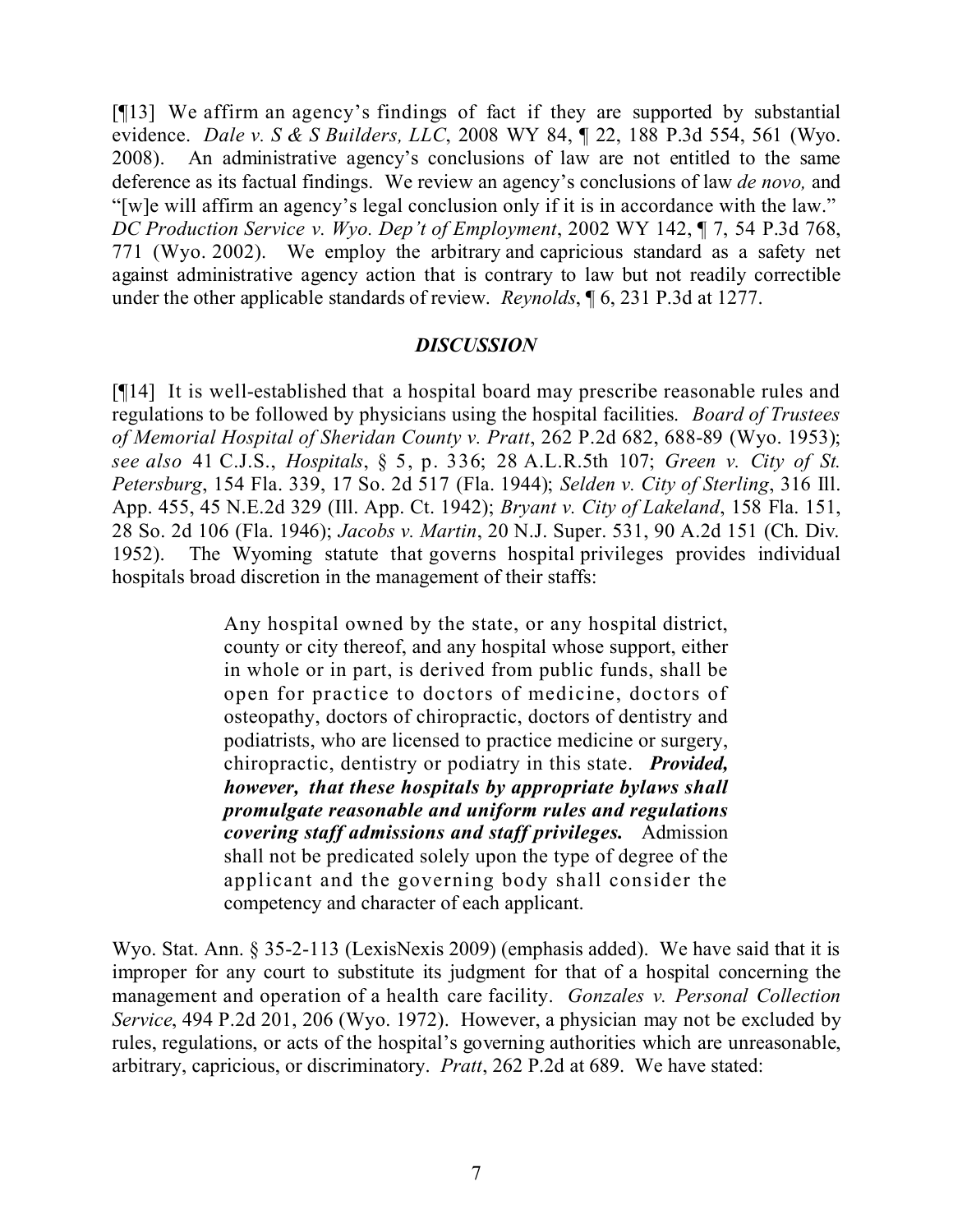[¶13] We affirm an agency's findings of fact if they are supported by substantial evidence. *Dale v. S & S Builders, LLC*, 2008 WY 84, ¶ 22, 188 P.3d 554, 561 (Wyo. 2008). An administrative agency's conclusions of law are not entitled to the same deference as its factual findings. We review an agency's conclusions of law *de novo,* and "[w]e will affirm an agency's legal conclusion only if it is in accordance with the law." *DC Production Service v. Wyo. Dep't of Employment*, 2002 WY 142, ¶ 7, 54 P.3d 768, 771 (Wyo. 2002). We employ the arbitrary and capricious standard as a safety net against administrative agency action that is contrary to law but not readily correctible under the other applicable standards of review. *Reynolds*, ¶ 6, 231 P.3d at 1277.

## *DISCUSSION*

[¶14] It is well-established that a hospital board may prescribe reasonable rules and regulations to be followed by physicians using the hospital facilities. *Board of Trustees of Memorial Hospital of Sheridan County v. Pratt*, 262 P.2d 682, 688-89 (Wyo. 1953); *see also* 41 C.J.S., *Hospitals*, § 5, p. 336; 28 A.L.R.5th 107; *Green v. City of St. Petersburg*, 154 Fla. 339, 17 So. 2d 517 (Fla. 1944); *Selden v. City of Sterling*, 316 Ill. App. 455, 45 N.E.2d 329 (Ill. App. Ct. 1942); *Bryant v. City of Lakeland*, 158 Fla. 151, 28 So. 2d 106 (Fla. 1946); *Jacobs v. Martin*, 20 N.J. Super. 531, 90 A.2d 151 (Ch. Div. 1952). The Wyoming statute that governs hospital privileges provides individual hospitals broad discretion in the management of their staffs:

> Any hospital owned by the state, or any hospital district, county or city thereof, and any hospital whose support, either in whole or in part, is derived from public funds, shall be open for practice to doctors of medicine, doctors of osteopathy, doctors of chiropractic, doctors of dentistry and podiatrists, who are licensed to practice medicine or surgery, chiropractic, dentistry or podiatry in this state. ***Provided, however, that these hospitals by appropriate bylaws shall promulgate reasonable and uniform rules and regulations covering staff admissions and staff privileges.*** Admission shall not be predicated solely upon the type of degree of the applicant and the governing body shall consider the competency and character of each applicant.

Wyo. Stat. Ann. § 35-2-113 (LexisNexis 2009) (emphasis added). We have said that it is improper for any court to substitute its judgment for that of a hospital concerning the management and operation of a health care facility. *Gonzales v. Personal Collection Service*, 494 P.2d 201, 206 (Wyo. 1972). However, a physician may not be excluded by rules, regulations, or acts of the hospital's governing authorities which are unreasonable, arbitrary, capricious, or discriminatory. *Pratt*, 262 P.2d at 689. We have stated: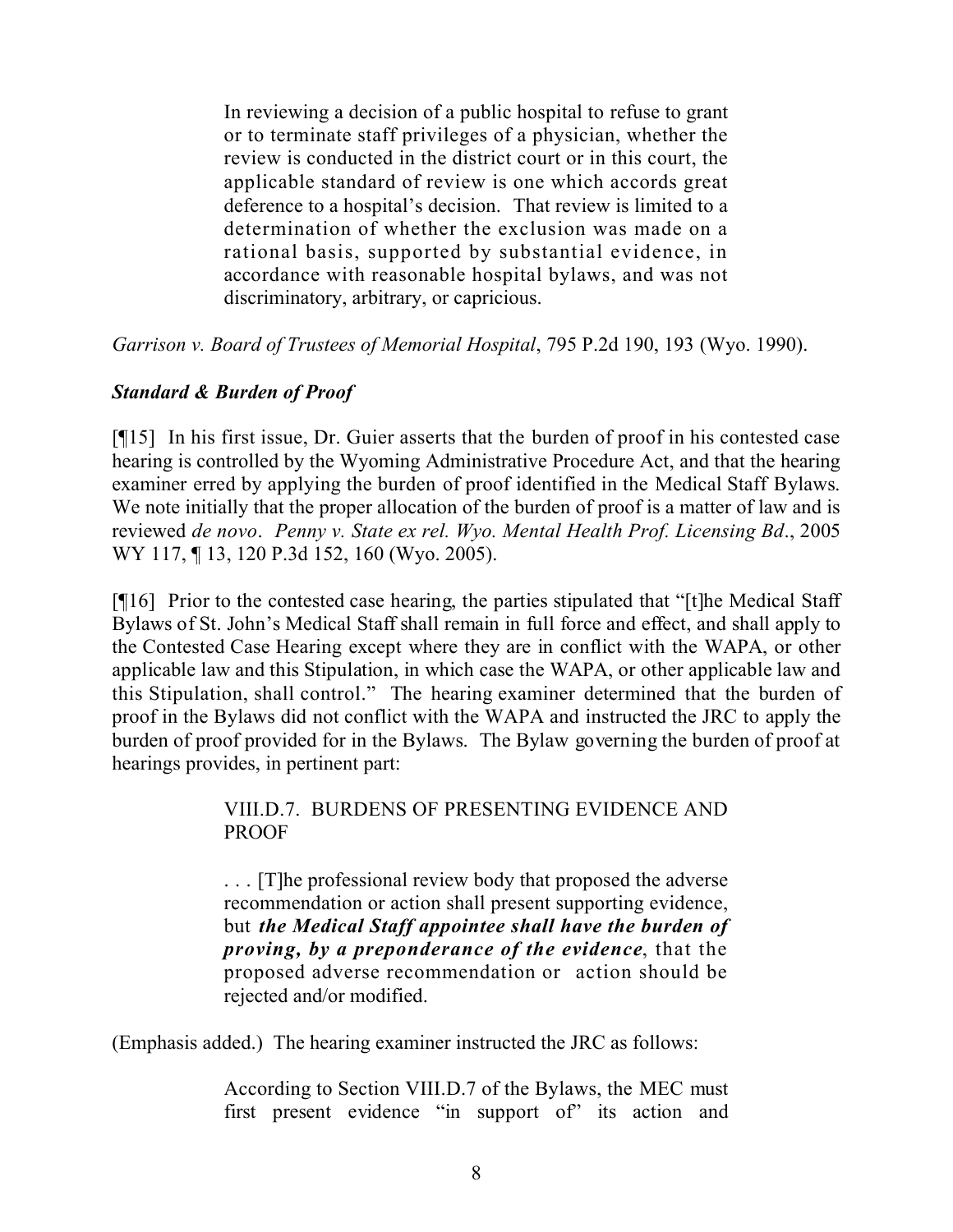> In reviewing a decision of a public hospital to refuse to grant or to terminate staff privileges of a physician, whether the review is conducted in the district court or in this court, the applicable standard of review is one which accords great deference to a hospital's decision. That review is limited to a determination of whether the exclusion was made on a rational basis, supported by substantial evidence, in accordance with reasonable hospital bylaws, and was not discriminatory, arbitrary, or capricious.

*Garrison v. Board of Trustees of Memorial Hospital*, 795 P.2d 190, 193 (Wyo. 1990).

***Standard & Burden of Proof***

[¶15] In his first issue, Dr. Guier asserts that the burden of proof in his contested case hearing is controlled by the Wyoming Administrative Procedure Act, and that the hearing examiner erred by applying the burden of proof identified in the Medical Staff Bylaws. We note initially that the proper allocation of the burden of proof is a matter of law and is reviewed *de novo*. *Penny v. State ex rel. Wyo. Mental Health Prof. Licensing Bd*., 2005 WY 117, ¶ 13, 120 P.3d 152, 160 (Wyo. 2005).

[¶16] Prior to the contested case hearing, the parties stipulated that "[t]he Medical Staff Bylaws of St. John's Medical Staff shall remain in full force and effect, and shall apply to the Contested Case Hearing except where they are in conflict with the WAPA, or other applicable law and this Stipulation, in which case the WAPA, or other applicable law and this Stipulation, shall control." The hearing examiner determined that the burden of proof in the Bylaws did not conflict with the WAPA and instructed the JRC to apply the burden of proof provided for in the Bylaws. The Bylaw governing the burden of proof at hearings provides, in pertinent part:

> VIII.D.7. BURDENS OF PRESENTING EVIDENCE AND PROOF
>
> . . . [T]he professional review body that proposed the adverse recommendation or action shall present supporting evidence, but ***the Medical Staff appointee shall have the burden of proving, by a preponderance of the evidence***, that the proposed adverse recommendation or action should be rejected and/or modified.

(Emphasis added.) The hearing examiner instructed the JRC as follows:

> According to Section VIII.D.7 of the Bylaws, the MEC must first present evidence "in support of" its action and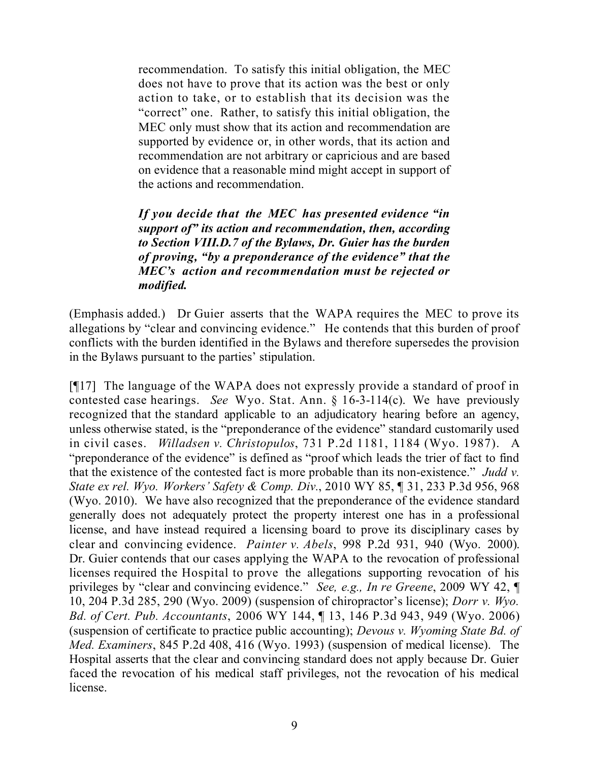> recommendation. To satisfy this initial obligation, the MEC does not have to prove that its action was the best or only action to take, or to establish that its decision was the "correct" one. Rather, to satisfy this initial obligation, the MEC only must show that its action and recommendation are supported by evidence or, in other words, that its action and recommendation are not arbitrary or capricious and are based on evidence that a reasonable mind might accept in support of the actions and recommendation.
>
> ***If you decide that the MEC has presented evidence "in support of" its action and recommendation, then, according to Section VIII.D.7 of the Bylaws, Dr. Guier has the burden of proving, "by a preponderance of the evidence" that the MEC's action and recommendation must be rejected or modified.***

(Emphasis added.) Dr Guier asserts that the WAPA requires the MEC to prove its allegations by "clear and convincing evidence." He contends that this burden of proof conflicts with the burden identified in the Bylaws and therefore supersedes the provision in the Bylaws pursuant to the parties' stipulation.

[¶17] The language of the WAPA does not expressly provide a standard of proof in contested case hearings. *See* Wyo. Stat. Ann. § 16-3-114(c). We have previously recognized that the standard applicable to an adjudicatory hearing before an agency, unless otherwise stated, is the "preponderance of the evidence" standard customarily used in civil cases. *Willadsen v. Christopulos*, 731 P.2d 1181, 1184 (Wyo. 1987). A "preponderance of the evidence" is defined as "proof which leads the trier of fact to find that the existence of the contested fact is more probable than its non-existence." *Judd v. State ex rel. Wyo. Workers' Safety & Comp. Div.*, 2010 WY 85, ¶ 31, 233 P.3d 956, 968 (Wyo. 2010). We have also recognized that the preponderance of the evidence standard generally does not adequately protect the property interest one has in a professional license, and have instead required a licensing board to prove its disciplinary cases by clear and convincing evidence. *Painter v. Abels*, 998 P.2d 931, 940 (Wyo. 2000). Dr. Guier contends that our cases applying the WAPA to the revocation of professional licenses required the Hospital to prove the allegations supporting revocation of his privileges by "clear and convincing evidence." *See, e.g., In re Greene*, 2009 WY 42, ¶ 10, 204 P.3d 285, 290 (Wyo. 2009) (suspension of chiropractor's license); *Dorr v. Wyo. Bd. of Cert. Pub. Accountants*, 2006 WY 144, ¶ 13, 146 P.3d 943, 949 (Wyo. 2006) (suspension of certificate to practice public accounting); *Devous v. Wyoming State Bd. of Med. Examiners*, 845 P.2d 408, 416 (Wyo. 1993) (suspension of medical license). The Hospital asserts that the clear and convincing standard does not apply because Dr. Guier faced the revocation of his medical staff privileges, not the revocation of his medical license.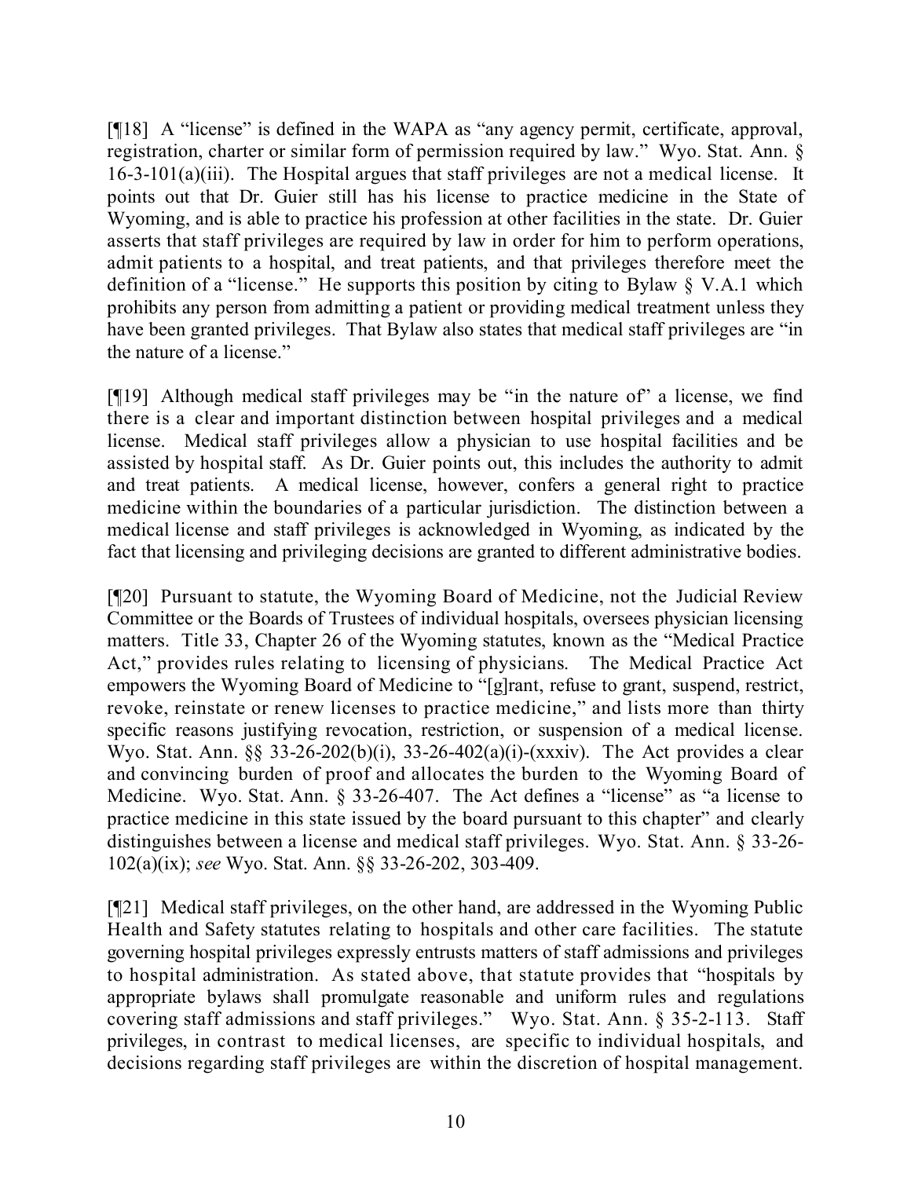[¶18] A "license" is defined in the WAPA as "any agency permit, certificate, approval, registration, charter or similar form of permission required by law." Wyo. Stat. Ann. § 16-3-101(a)(iii). The Hospital argues that staff privileges are not a medical license. It points out that Dr. Guier still has his license to practice medicine in the State of Wyoming, and is able to practice his profession at other facilities in the state. Dr. Guier asserts that staff privileges are required by law in order for him to perform operations, admit patients to a hospital, and treat patients, and that privileges therefore meet the definition of a "license." He supports this position by citing to Bylaw § V.A.1 which prohibits any person from admitting a patient or providing medical treatment unless they have been granted privileges. That Bylaw also states that medical staff privileges are "in the nature of a license."

[¶19] Although medical staff privileges may be "in the nature of" a license, we find there is a clear and important distinction between hospital privileges and a medical license. Medical staff privileges allow a physician to use hospital facilities and be assisted by hospital staff. As Dr. Guier points out, this includes the authority to admit and treat patients. A medical license, however, confers a general right to practice medicine within the boundaries of a particular jurisdiction. The distinction between a medical license and staff privileges is acknowledged in Wyoming, as indicated by the fact that licensing and privileging decisions are granted to different administrative bodies.

[¶20] Pursuant to statute, the Wyoming Board of Medicine, not the Judicial Review Committee or the Boards of Trustees of individual hospitals, oversees physician licensing matters. Title 33, Chapter 26 of the Wyoming statutes, known as the "Medical Practice Act," provides rules relating to licensing of physicians. The Medical Practice Act empowers the Wyoming Board of Medicine to "[g]rant, refuse to grant, suspend, restrict, revoke, reinstate or renew licenses to practice medicine," and lists more than thirty specific reasons justifying revocation, restriction, or suspension of a medical license. Wyo. Stat. Ann. §§ 33-26-202(b)(i), 33-26-402(a)(i)-(xxxiv). The Act provides a clear and convincing burden of proof and allocates the burden to the Wyoming Board of Medicine. Wyo. Stat. Ann. § 33-26-407. The Act defines a "license" as "a license to practice medicine in this state issued by the board pursuant to this chapter" and clearly distinguishes between a license and medical staff privileges. Wyo. Stat. Ann. § 33-26-102(a)(ix); *see* Wyo. Stat. Ann. §§ 33-26-202, 303-409.

[¶21] Medical staff privileges, on the other hand, are addressed in the Wyoming Public Health and Safety statutes relating to hospitals and other care facilities. The statute governing hospital privileges expressly entrusts matters of staff admissions and privileges to hospital administration. As stated above, that statute provides that "hospitals by appropriate bylaws shall promulgate reasonable and uniform rules and regulations covering staff admissions and staff privileges." Wyo. Stat. Ann. § 35-2-113. Staff privileges, in contrast to medical licenses, are specific to individual hospitals, and decisions regarding staff privileges are within the discretion of hospital management.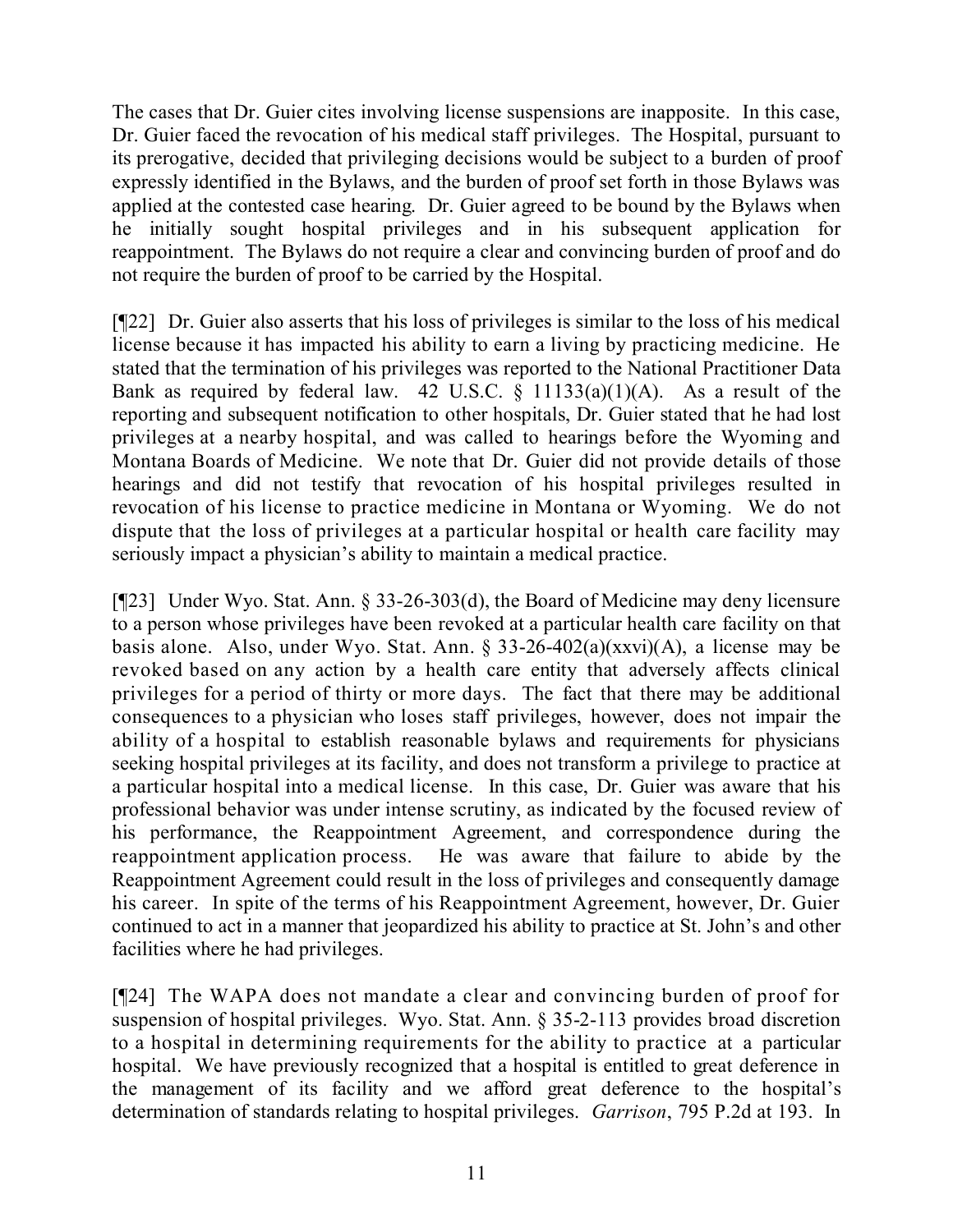The cases that Dr. Guier cites involving license suspensions are inapposite. In this case, Dr. Guier faced the revocation of his medical staff privileges. The Hospital, pursuant to its prerogative, decided that privileging decisions would be subject to a burden of proof expressly identified in the Bylaws, and the burden of proof set forth in those Bylaws was applied at the contested case hearing. Dr. Guier agreed to be bound by the Bylaws when he initially sought hospital privileges and in his subsequent application for reappointment. The Bylaws do not require a clear and convincing burden of proof and do not require the burden of proof to be carried by the Hospital.

[¶22] Dr. Guier also asserts that his loss of privileges is similar to the loss of his medical license because it has impacted his ability to earn a living by practicing medicine. He stated that the termination of his privileges was reported to the National Practitioner Data Bank as required by federal law. 42 U.S.C. § 11133(a)(1)(A). As a result of the reporting and subsequent notification to other hospitals, Dr. Guier stated that he had lost privileges at a nearby hospital, and was called to hearings before the Wyoming and Montana Boards of Medicine. We note that Dr. Guier did not provide details of those hearings and did not testify that revocation of his hospital privileges resulted in revocation of his license to practice medicine in Montana or Wyoming. We do not dispute that the loss of privileges at a particular hospital or health care facility may seriously impact a physician's ability to maintain a medical practice.

[¶23] Under Wyo. Stat. Ann. § 33-26-303(d), the Board of Medicine may deny licensure to a person whose privileges have been revoked at a particular health care facility on that basis alone. Also, under Wyo. Stat. Ann. § 33-26-402(a)(xxvi)(A), a license may be revoked based on any action by a health care entity that adversely affects clinical privileges for a period of thirty or more days. The fact that there may be additional consequences to a physician who loses staff privileges, however, does not impair the ability of a hospital to establish reasonable bylaws and requirements for physicians seeking hospital privileges at its facility, and does not transform a privilege to practice at a particular hospital into a medical license. In this case, Dr. Guier was aware that his professional behavior was under intense scrutiny, as indicated by the focused review of his performance, the Reappointment Agreement, and correspondence during the reappointment application process. He was aware that failure to abide by the Reappointment Agreement could result in the loss of privileges and consequently damage his career. In spite of the terms of his Reappointment Agreement, however, Dr. Guier continued to act in a manner that jeopardized his ability to practice at St. John's and other facilities where he had privileges.

[¶24] The WAPA does not mandate a clear and convincing burden of proof for suspension of hospital privileges. Wyo. Stat. Ann. § 35-2-113 provides broad discretion to a hospital in determining requirements for the ability to practice at a particular hospital. We have previously recognized that a hospital is entitled to great deference in the management of its facility and we afford great deference to the hospital's determination of standards relating to hospital privileges. *Garrison*, 795 P.2d at 193. In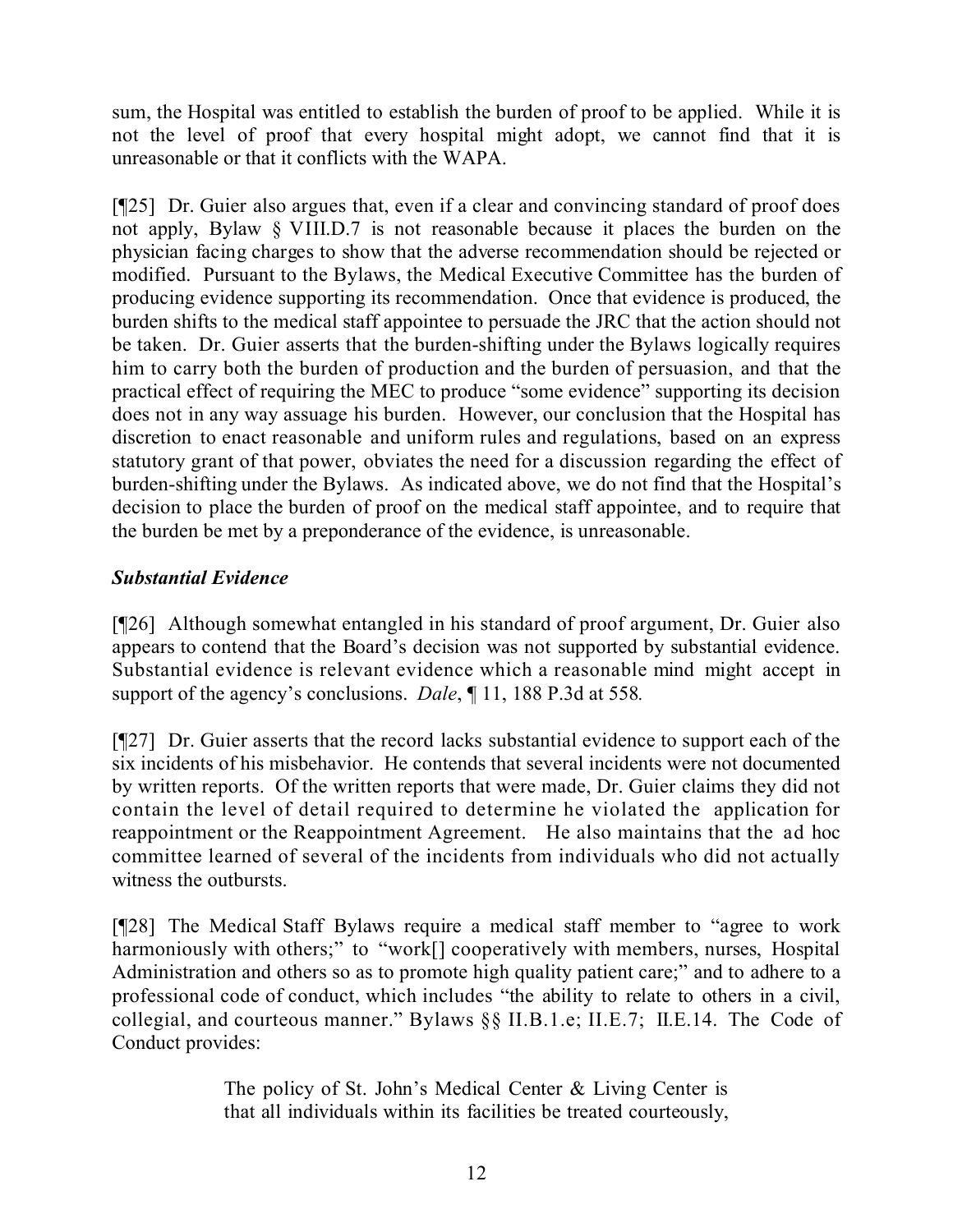sum, the Hospital was entitled to establish the burden of proof to be applied. While it is not the level of proof that every hospital might adopt, we cannot find that it is unreasonable or that it conflicts with the WAPA.

[¶25] Dr. Guier also argues that, even if a clear and convincing standard of proof does not apply, Bylaw § VIII.D.7 is not reasonable because it places the burden on the physician facing charges to show that the adverse recommendation should be rejected or modified. Pursuant to the Bylaws, the Medical Executive Committee has the burden of producing evidence supporting its recommendation. Once that evidence is produced, the burden shifts to the medical staff appointee to persuade the JRC that the action should not be taken. Dr. Guier asserts that the burden-shifting under the Bylaws logically requires him to carry both the burden of production and the burden of persuasion, and that the practical effect of requiring the MEC to produce "some evidence" supporting its decision does not in any way assuage his burden. However, our conclusion that the Hospital has discretion to enact reasonable and uniform rules and regulations, based on an express statutory grant of that power, obviates the need for a discussion regarding the effect of burden-shifting under the Bylaws. As indicated above, we do not find that the Hospital's decision to place the burden of proof on the medical staff appointee, and to require that the burden be met by a preponderance of the evidence, is unreasonable.

### *Substantial Evidence*

[¶26] Although somewhat entangled in his standard of proof argument, Dr. Guier also appears to contend that the Board's decision was not supported by substantial evidence. Substantial evidence is relevant evidence which a reasonable mind might accept in support of the agency's conclusions. *Dale*, ¶ 11, 188 P.3d at 558.

[¶27] Dr. Guier asserts that the record lacks substantial evidence to support each of the six incidents of his misbehavior. He contends that several incidents were not documented by written reports. Of the written reports that were made, Dr. Guier claims they did not contain the level of detail required to determine he violated the application for reappointment or the Reappointment Agreement. He also maintains that the ad hoc committee learned of several of the incidents from individuals who did not actually witness the outbursts.

[¶28] The Medical Staff Bylaws require a medical staff member to "agree to work harmoniously with others;" to "work[] cooperatively with members, nurses, Hospital Administration and others so as to promote high quality patient care;" and to adhere to a professional code of conduct, which includes "the ability to relate to others in a civil, collegial, and courteous manner." Bylaws §§ II.B.1.e; II.E.7; II.E.14. The Code of Conduct provides:

> The policy of St. John's Medical Center & Living Center is that all individuals within its facilities be treated courteously,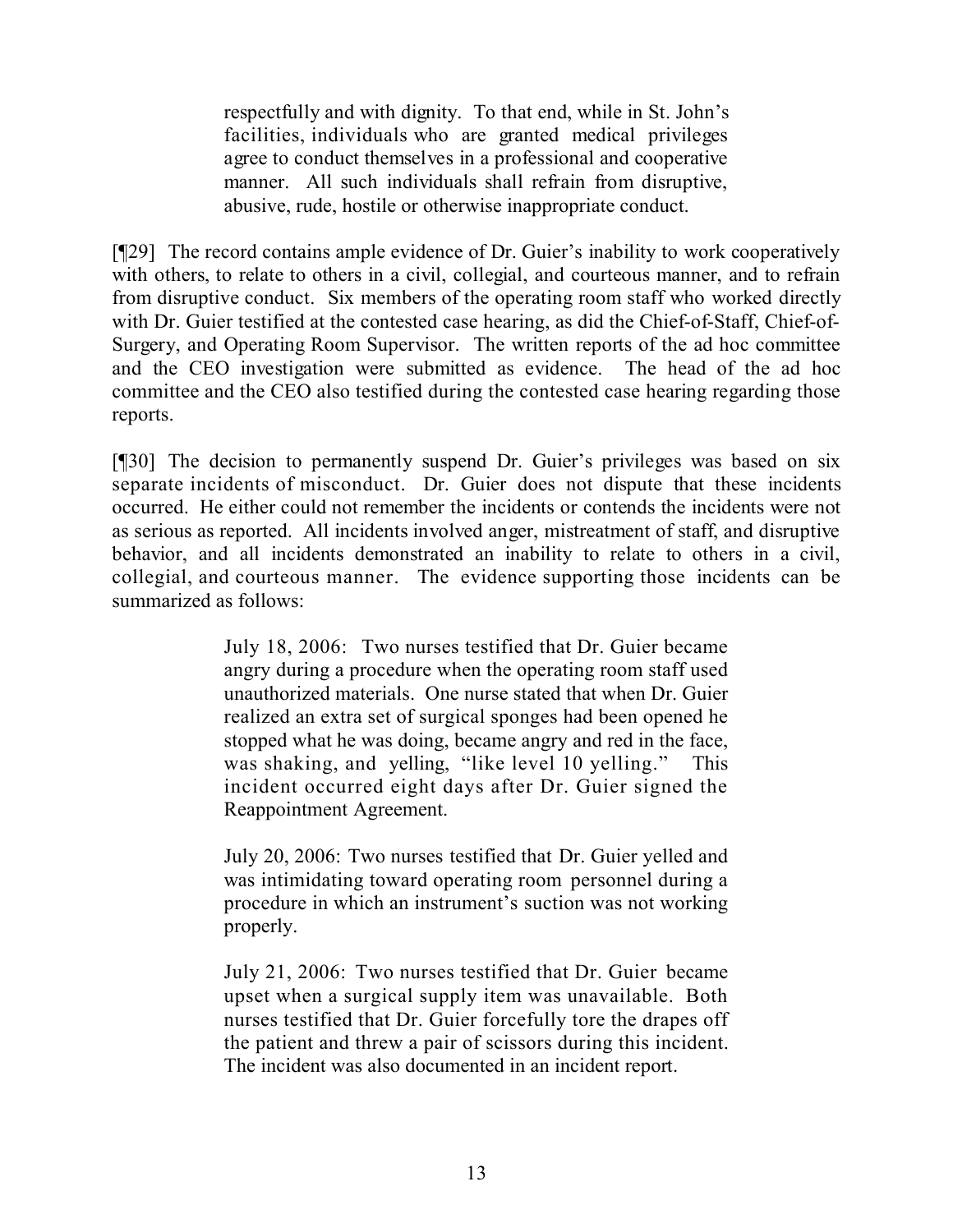> respectfully and with dignity. To that end, while in St. John's facilities, individuals who are granted medical privileges agree to conduct themselves in a professional and cooperative manner. All such individuals shall refrain from disruptive, abusive, rude, hostile or otherwise inappropriate conduct.

[¶29] The record contains ample evidence of Dr. Guier's inability to work cooperatively with others, to relate to others in a civil, collegial, and courteous manner, and to refrain from disruptive conduct. Six members of the operating room staff who worked directly with Dr. Guier testified at the contested case hearing, as did the Chief-of-Staff, Chief-of-Surgery, and Operating Room Supervisor. The written reports of the ad hoc committee and the CEO investigation were submitted as evidence. The head of the ad hoc committee and the CEO also testified during the contested case hearing regarding those reports.

[¶30] The decision to permanently suspend Dr. Guier's privileges was based on six separate incidents of misconduct. Dr. Guier does not dispute that these incidents occurred. He either could not remember the incidents or contends the incidents were not as serious as reported. All incidents involved anger, mistreatment of staff, and disruptive behavior, and all incidents demonstrated an inability to relate to others in a civil, collegial, and courteous manner. The evidence supporting those incidents can be summarized as follows:

> July 18, 2006: Two nurses testified that Dr. Guier became angry during a procedure when the operating room staff used unauthorized materials. One nurse stated that when Dr. Guier realized an extra set of surgical sponges had been opened he stopped what he was doing, became angry and red in the face, was shaking, and yelling, "like level 10 yelling." This incident occurred eight days after Dr. Guier signed the Reappointment Agreement.
>
> July 20, 2006: Two nurses testified that Dr. Guier yelled and was intimidating toward operating room personnel during a procedure in which an instrument's suction was not working properly.
>
> July 21, 2006: Two nurses testified that Dr. Guier became upset when a surgical supply item was unavailable. Both nurses testified that Dr. Guier forcefully tore the drapes off the patient and threw a pair of scissors during this incident. The incident was also documented in an incident report.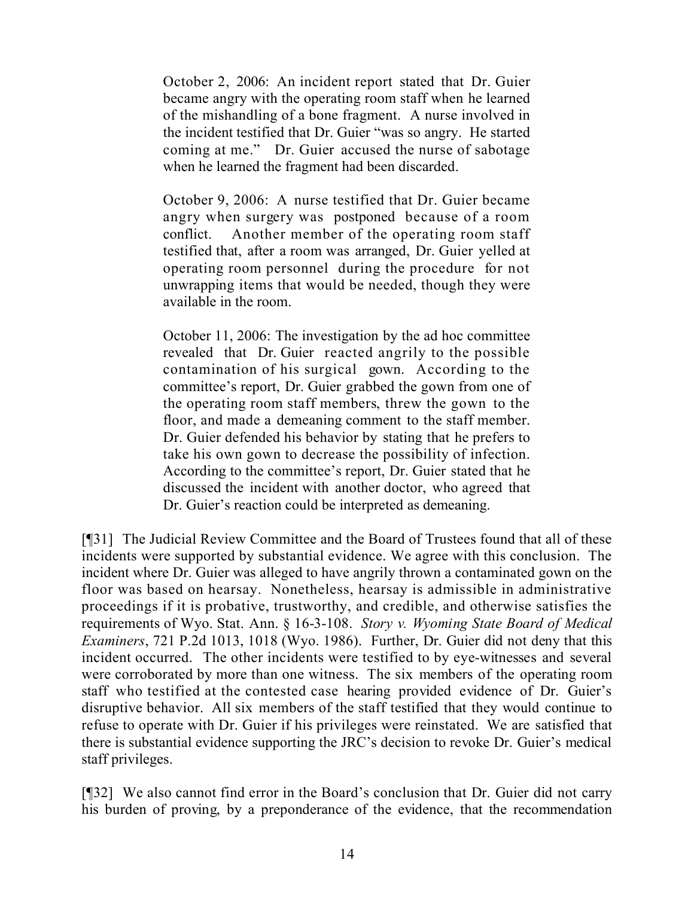> October 2, 2006: An incident report stated that Dr. Guier became angry with the operating room staff when he learned of the mishandling of a bone fragment. A nurse involved in the incident testified that Dr. Guier "was so angry. He started coming at me." Dr. Guier accused the nurse of sabotage when he learned the fragment had been discarded.
>
> October 9, 2006: A nurse testified that Dr. Guier became angry when surgery was postponed because of a room conflict. Another member of the operating room staff testified that, after a room was arranged, Dr. Guier yelled at operating room personnel during the procedure for not unwrapping items that would be needed, though they were available in the room.
>
> October 11, 2006: The investigation by the ad hoc committee revealed that Dr. Guier reacted angrily to the possible contamination of his surgical gown. According to the committee's report, Dr. Guier grabbed the gown from one of the operating room staff members, threw the gown to the floor, and made a demeaning comment to the staff member. Dr. Guier defended his behavior by stating that he prefers to take his own gown to decrease the possibility of infection. According to the committee's report, Dr. Guier stated that he discussed the incident with another doctor, who agreed that Dr. Guier's reaction could be interpreted as demeaning.

[¶31] The Judicial Review Committee and the Board of Trustees found that all of these incidents were supported by substantial evidence. We agree with this conclusion. The incident where Dr. Guier was alleged to have angrily thrown a contaminated gown on the floor was based on hearsay. Nonetheless, hearsay is admissible in administrative proceedings if it is probative, trustworthy, and credible, and otherwise satisfies the requirements of Wyo. Stat. Ann. § 16-3-108. *Story v. Wyoming State Board of Medical Examiners*, 721 P.2d 1013, 1018 (Wyo. 1986). Further, Dr. Guier did not deny that this incident occurred. The other incidents were testified to by eye-witnesses and several were corroborated by more than one witness. The six members of the operating room staff who testified at the contested case hearing provided evidence of Dr. Guier's disruptive behavior. All six members of the staff testified that they would continue to refuse to operate with Dr. Guier if his privileges were reinstated. We are satisfied that there is substantial evidence supporting the JRC's decision to revoke Dr. Guier's medical staff privileges.

[¶32] We also cannot find error in the Board's conclusion that Dr. Guier did not carry his burden of proving, by a preponderance of the evidence, that the recommendation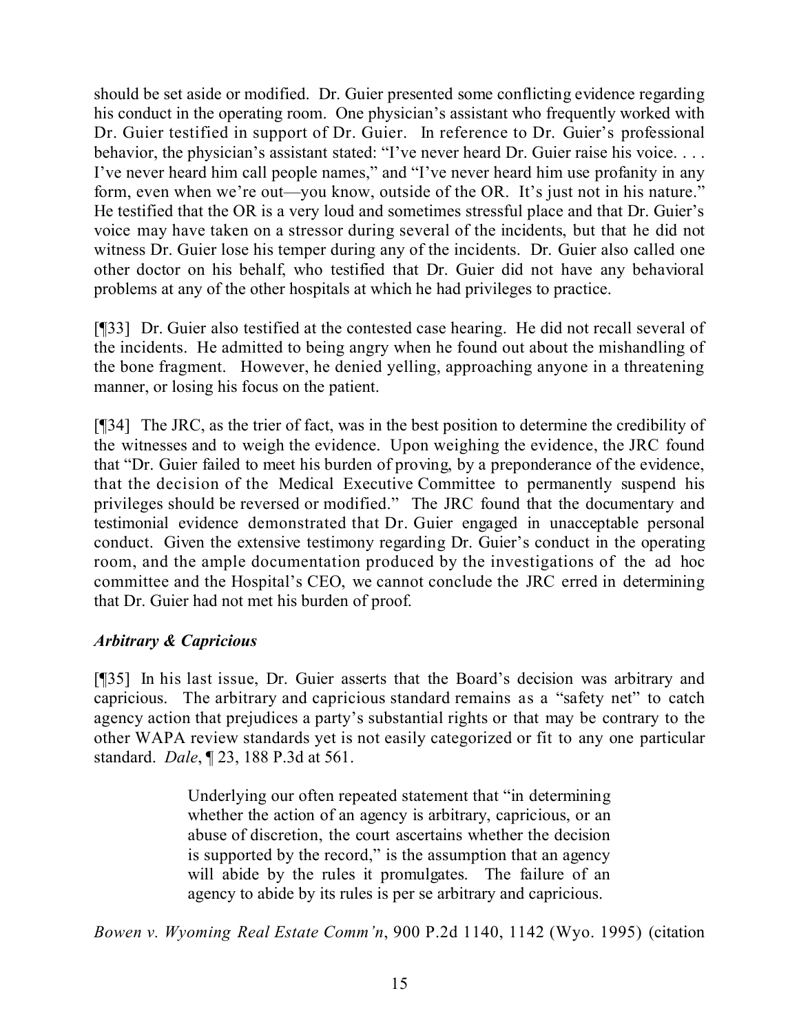should be set aside or modified. Dr. Guier presented some conflicting evidence regarding his conduct in the operating room. One physician's assistant who frequently worked with Dr. Guier testified in support of Dr. Guier. In reference to Dr. Guier's professional behavior, the physician's assistant stated: "I've never heard Dr. Guier raise his voice. . . . I've never heard him call people names," and "I've never heard him use profanity in any form, even when we're out—you know, outside of the OR. It's just not in his nature." He testified that the OR is a very loud and sometimes stressful place and that Dr. Guier's voice may have taken on a stressor during several of the incidents, but that he did not witness Dr. Guier lose his temper during any of the incidents. Dr. Guier also called one other doctor on his behalf, who testified that Dr. Guier did not have any behavioral problems at any of the other hospitals at which he had privileges to practice.

[¶33] Dr. Guier also testified at the contested case hearing. He did not recall several of the incidents. He admitted to being angry when he found out about the mishandling of the bone fragment. However, he denied yelling, approaching anyone in a threatening manner, or losing his focus on the patient.

[¶34] The JRC, as the trier of fact, was in the best position to determine the credibility of the witnesses and to weigh the evidence. Upon weighing the evidence, the JRC found that "Dr. Guier failed to meet his burden of proving, by a preponderance of the evidence, that the decision of the Medical Executive Committee to permanently suspend his privileges should be reversed or modified." The JRC found that the documentary and testimonial evidence demonstrated that Dr. Guier engaged in unacceptable personal conduct. Given the extensive testimony regarding Dr. Guier's conduct in the operating room, and the ample documentation produced by the investigations of the ad hoc committee and the Hospital's CEO, we cannot conclude the JRC erred in determining that Dr. Guier had not met his burden of proof.

### *Arbitrary & Capricious*

[¶35] In his last issue, Dr. Guier asserts that the Board's decision was arbitrary and capricious. The arbitrary and capricious standard remains as a "safety net" to catch agency action that prejudices a party's substantial rights or that may be contrary to the other WAPA review standards yet is not easily categorized or fit to any one particular standard. *Dale*, ¶ 23, 188 P.3d at 561.

> Underlying our often repeated statement that "in determining whether the action of an agency is arbitrary, capricious, or an abuse of discretion, the court ascertains whether the decision is supported by the record," is the assumption that an agency will abide by the rules it promulgates. The failure of an agency to abide by its rules is per se arbitrary and capricious.

*Bowen v. Wyoming Real Estate Comm'n*, 900 P.2d 1140, 1142 (Wyo. 1995) (citation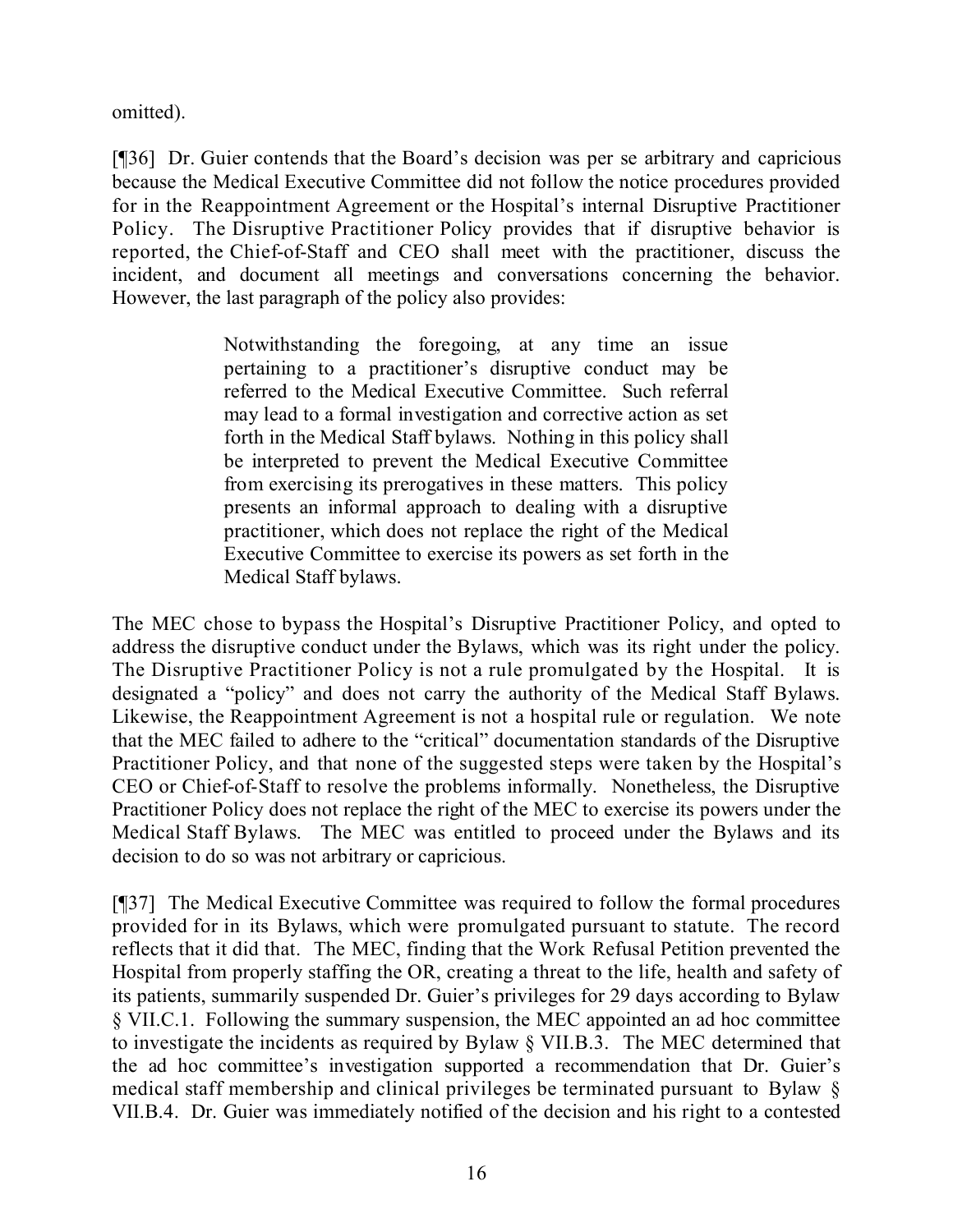omitted).

[¶36] Dr. Guier contends that the Board's decision was per se arbitrary and capricious because the Medical Executive Committee did not follow the notice procedures provided for in the Reappointment Agreement or the Hospital's internal Disruptive Practitioner Policy. The Disruptive Practitioner Policy provides that if disruptive behavior is reported, the Chief-of-Staff and CEO shall meet with the practitioner, discuss the incident, and document all meetings and conversations concerning the behavior. However, the last paragraph of the policy also provides:

> Notwithstanding the foregoing, at any time an issue pertaining to a practitioner's disruptive conduct may be referred to the Medical Executive Committee. Such referral may lead to a formal investigation and corrective action as set forth in the Medical Staff bylaws. Nothing in this policy shall be interpreted to prevent the Medical Executive Committee from exercising its prerogatives in these matters. This policy presents an informal approach to dealing with a disruptive practitioner, which does not replace the right of the Medical Executive Committee to exercise its powers as set forth in the Medical Staff bylaws.

The MEC chose to bypass the Hospital's Disruptive Practitioner Policy, and opted to address the disruptive conduct under the Bylaws, which was its right under the policy. The Disruptive Practitioner Policy is not a rule promulgated by the Hospital. It is designated a "policy" and does not carry the authority of the Medical Staff Bylaws. Likewise, the Reappointment Agreement is not a hospital rule or regulation. We note that the MEC failed to adhere to the "critical" documentation standards of the Disruptive Practitioner Policy, and that none of the suggested steps were taken by the Hospital's CEO or Chief-of-Staff to resolve the problems informally. Nonetheless, the Disruptive Practitioner Policy does not replace the right of the MEC to exercise its powers under the Medical Staff Bylaws. The MEC was entitled to proceed under the Bylaws and its decision to do so was not arbitrary or capricious.

[¶37] The Medical Executive Committee was required to follow the formal procedures provided for in its Bylaws, which were promulgated pursuant to statute. The record reflects that it did that. The MEC, finding that the Work Refusal Petition prevented the Hospital from properly staffing the OR, creating a threat to the life, health and safety of its patients, summarily suspended Dr. Guier's privileges for 29 days according to Bylaw § VII.C.1. Following the summary suspension, the MEC appointed an ad hoc committee to investigate the incidents as required by Bylaw § VII.B.3. The MEC determined that the ad hoc committee's investigation supported a recommendation that Dr. Guier's medical staff membership and clinical privileges be terminated pursuant to Bylaw § VII.B.4. Dr. Guier was immediately notified of the decision and his right to a contested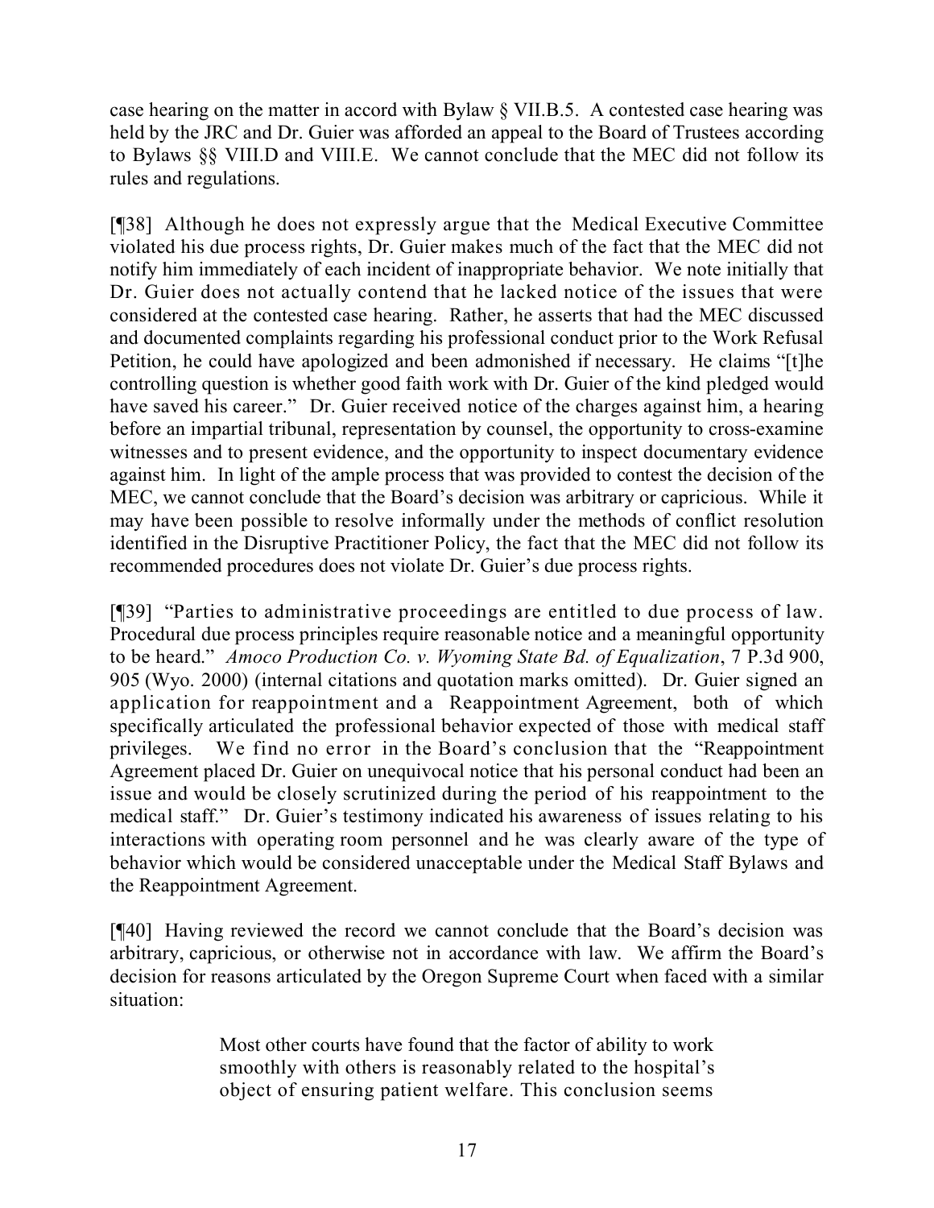case hearing on the matter in accord with Bylaw § VII.B.5. A contested case hearing was held by the JRC and Dr. Guier was afforded an appeal to the Board of Trustees according to Bylaws §§ VIII.D and VIII.E. We cannot conclude that the MEC did not follow its rules and regulations.

[¶38] Although he does not expressly argue that the Medical Executive Committee violated his due process rights, Dr. Guier makes much of the fact that the MEC did not notify him immediately of each incident of inappropriate behavior. We note initially that Dr. Guier does not actually contend that he lacked notice of the issues that were considered at the contested case hearing. Rather, he asserts that had the MEC discussed and documented complaints regarding his professional conduct prior to the Work Refusal Petition, he could have apologized and been admonished if necessary. He claims "[t]he controlling question is whether good faith work with Dr. Guier of the kind pledged would have saved his career." Dr. Guier received notice of the charges against him, a hearing before an impartial tribunal, representation by counsel, the opportunity to cross-examine witnesses and to present evidence, and the opportunity to inspect documentary evidence against him. In light of the ample process that was provided to contest the decision of the MEC, we cannot conclude that the Board's decision was arbitrary or capricious. While it may have been possible to resolve informally under the methods of conflict resolution identified in the Disruptive Practitioner Policy, the fact that the MEC did not follow its recommended procedures does not violate Dr. Guier's due process rights.

[¶39] "Parties to administrative proceedings are entitled to due process of law. Procedural due process principles require reasonable notice and a meaningful opportunity to be heard." *Amoco Production Co. v. Wyoming State Bd. of Equalization*, 7 P.3d 900, 905 (Wyo. 2000) (internal citations and quotation marks omitted). Dr. Guier signed an application for reappointment and a Reappointment Agreement, both of which specifically articulated the professional behavior expected of those with medical staff privileges. We find no error in the Board's conclusion that the "Reappointment Agreement placed Dr. Guier on unequivocal notice that his personal conduct had been an issue and would be closely scrutinized during the period of his reappointment to the medical staff." Dr. Guier's testimony indicated his awareness of issues relating to his interactions with operating room personnel and he was clearly aware of the type of behavior which would be considered unacceptable under the Medical Staff Bylaws and the Reappointment Agreement.

[¶40] Having reviewed the record we cannot conclude that the Board's decision was arbitrary, capricious, or otherwise not in accordance with law. We affirm the Board's decision for reasons articulated by the Oregon Supreme Court when faced with a similar situation:

> Most other courts have found that the factor of ability to work smoothly with others is reasonably related to the hospital's object of ensuring patient welfare. This conclusion seems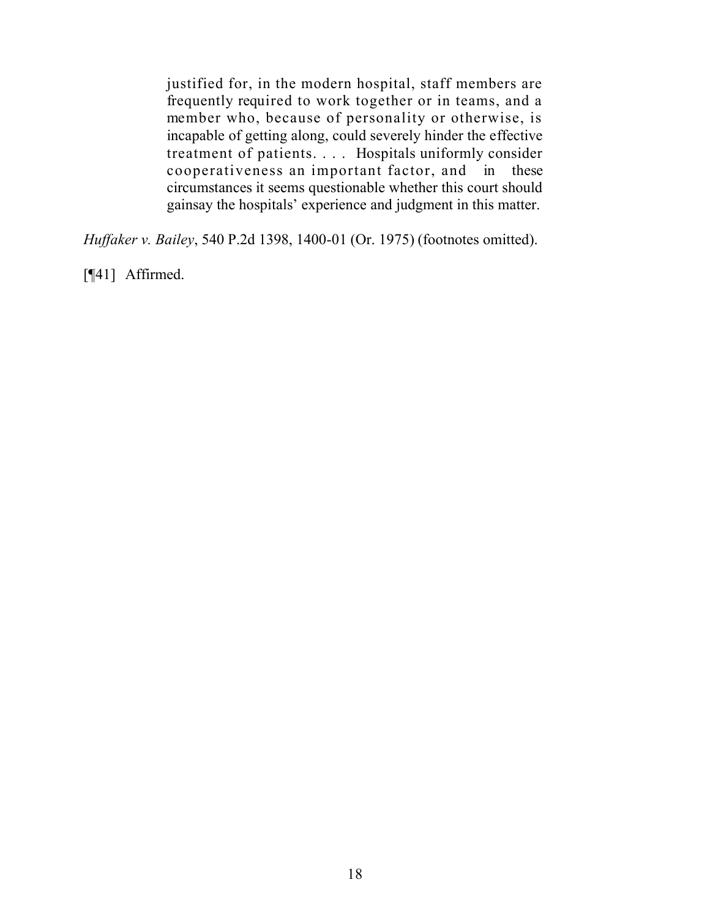> justified for, in the modern hospital, staff members are frequently required to work together or in teams, and a member who, because of personality or otherwise, is incapable of getting along, could severely hinder the effective treatment of patients. . . . Hospitals uniformly consider cooperativeness an important factor, and in these circumstances it seems questionable whether this court should gainsay the hospitals' experience and judgment in this matter.

*Huffaker v. Bailey*, 540 P.2d 1398, 1400-01 (Or. 1975) (footnotes omitted).

[¶41] Affirmed.